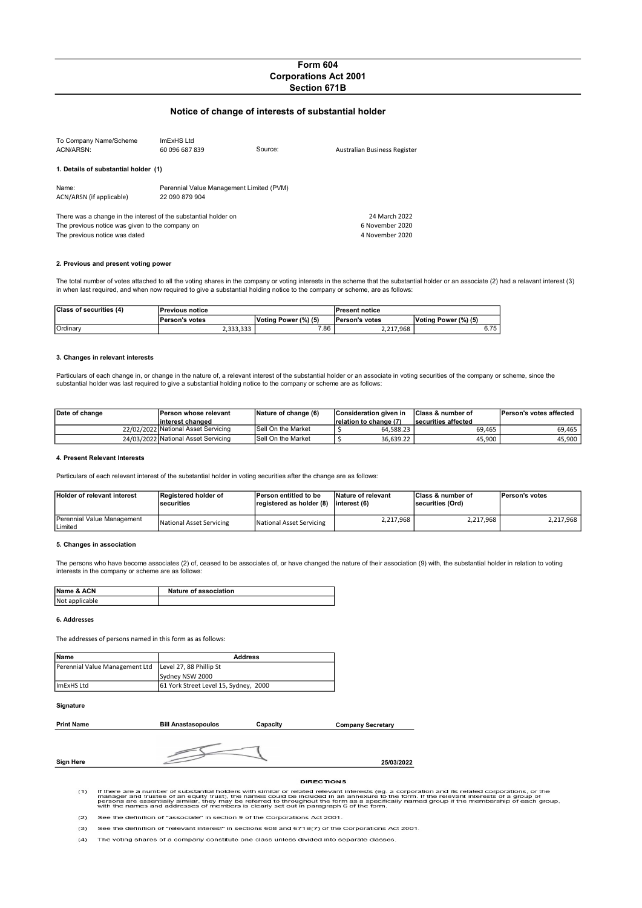# Form 604
## Corporations Act 2001
## Section 671B

## Notice of change of interests of substantial holder

| | | | |
|---|---|---|---|
| To Company Name/Scheme | ImExHS Ltd | | |
| ACN/ARSN: | 60 096 687 839 | Source: | Australian Business Register |

**1. Details of substantial holder (1)**

| | |
|---|---|
| Name: | Perennial Value Management Limited (PVM) |
| ACN/ARSN (if applicable) | 22 090 879 904 |

| | |
|---|---|
| There was a change in the interest of the substantial holder on | 24 March 2022 |
| The previous notice was given to the company on | 6 November 2020 |
| The previous notice was dated | 4 November 2020 |

**2. Previous and present voting power**

The total number of votes attached to all the voting shares in the company or voting interests in the scheme that the substantial holder or an associate (2) had a relavant interest (3) in when last required, and when now required to give a substantial holding notice to the company or scheme, are as follows:

| Class of securities (4) | Previous notice | | Present notice | |
|---|---|---|---|---|
| | Person's votes | Voting Power (%) (5) | Person's votes | Voting Power (%) (5) |
| Ordinary | 2,333,333 | 7.86 | 2,217,968 | 6.75 |

**3. Changes in relevant interests**

Particulars of each change in, or change in the nature of, a relevant interest of the substantial holder or an associate in voting securities of the company or scheme, since the substantial holder was last required to give a substantial holding notice to the company or scheme are as follows:

| Date of change | Person whose relevant interest changed | Nature of change (6) | Consideration given in relation to change (7) | Class & number of securities affected | Person's votes affected |
|---|---|---|---|---|---|
| 22/02/2022 | National Asset Servicing | Sell On the Market | $ 64,588.23 | 69,465 | 69,465 |
| 24/03/2022 | National Asset Servicing | Sell On the Market | $ 36,639.22 | 45,900 | 45,900 |

**4. Present Relevant Interests**

Particulars of each relevant interest of the substantial holder in voting securities after the change are as follows:

| Holder of relevant interest | Registered holder of securities | Person entitled to be registered as holder (8) | Nature of relevant interest (6) | Class & number of securities (Ord) | Person's votes |
|---|---|---|---|---|---|
| Perennial Value Management Limited | National Asset Servicing | National Asset Servicing | 2,217,968 | 2,217,968 | 2,217,968 |

**5. Changes in association**

The persons who have become associates (2) of, ceased to be associates of, or have changed the nature of their association (9) with, the substantial holder in relation to voting interests in the company or scheme are as follows:

| Name & ACN | Nature of association |
|---|---|
| Not applicable | |

**6. Addresses**

The addresses of persons named in this form as as follows:

| Name | Address |
|---|---|
| Perennial Value Management Ltd | Level 27, 88 Phillip St Sydney NSW 2000 |
| ImExHS Ltd | 61 York Street Level 15, Sydney, 2000 |

**Signature**

| | | | |
|---|---|---|---|
| **Print Name** | **Bill Anastasopoulos** | **Capacity** | **Company Secretary** |
| **Sign Here** | | | **25/03/2022** |

**DIRECTIONS**

(1) If there are a number of substantial holders with similar or related relevant interests (eg. a corporation and its related corporations, or the manager and trustee of an equity trust), the names could be included in an annexure to the form. If the relevant interests of a group of persons are essentially similar, they may be referred to throughout the form as a specifically named group if the membership of each group, with the names and addresses of members is clearly set out in paragraph 6 of the form.

(2) See the definition of "associate" in section 9 of the Corporations Act 2001.

(3) See the definition of "relevant interest" in sections 608 and 671B(7) of the Corporations Act 2001.

(4) The voting shares of a company constitute one class unless divided into separate classes.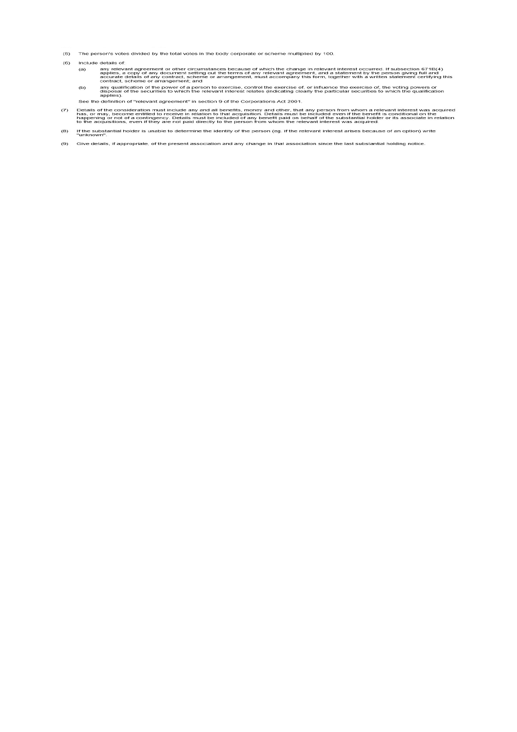(5) The person's votes divided by the total votes in the body corporate or scheme multiplied by 100.

(6) Include details of:

(a) any relevant agreement or other circumstances because of which the change in relevant interest occurred. If subsection 671B(4) applies, a copy of any document setting out the terms of any relevant agreement, and a statement by the person giving full and accurate details of any contract, scheme or arrangement, must accompany this form, together with a written statement certifying this contract, scheme or arrangement; and

(b) any qualification of the power of a person to exercise, control the exercise of, or influence the exercise of, the voting powers or disposal of the securities to which the relevant interest relates (indicating clearly the particular securities to which the qualification applies).

See the definition of "relevant agreement" in section 9 of the Corporations Act 2001.

(7) Details of the consideration must include any and all benefits, money and other, that any person from whom a relevant interest was acquired has, or may, become entitled to receive in relation to that acquisition. Details must be included even if the benefit is conditional on the happening or not of a contingency. Details must be included of any benefit paid on behalf of the substantial holder or its associate in relation to the acquisitions, even if they are not paid directly to the person from whom the relevant interest was acquired.

(8) If the substantial holder is unable to determine the identity of the person (eg. if the relevant interest arises because of an option) write "unknown".

(9) Give details, if appropriate, of the present association and any change in that association since the last substantial holding notice.